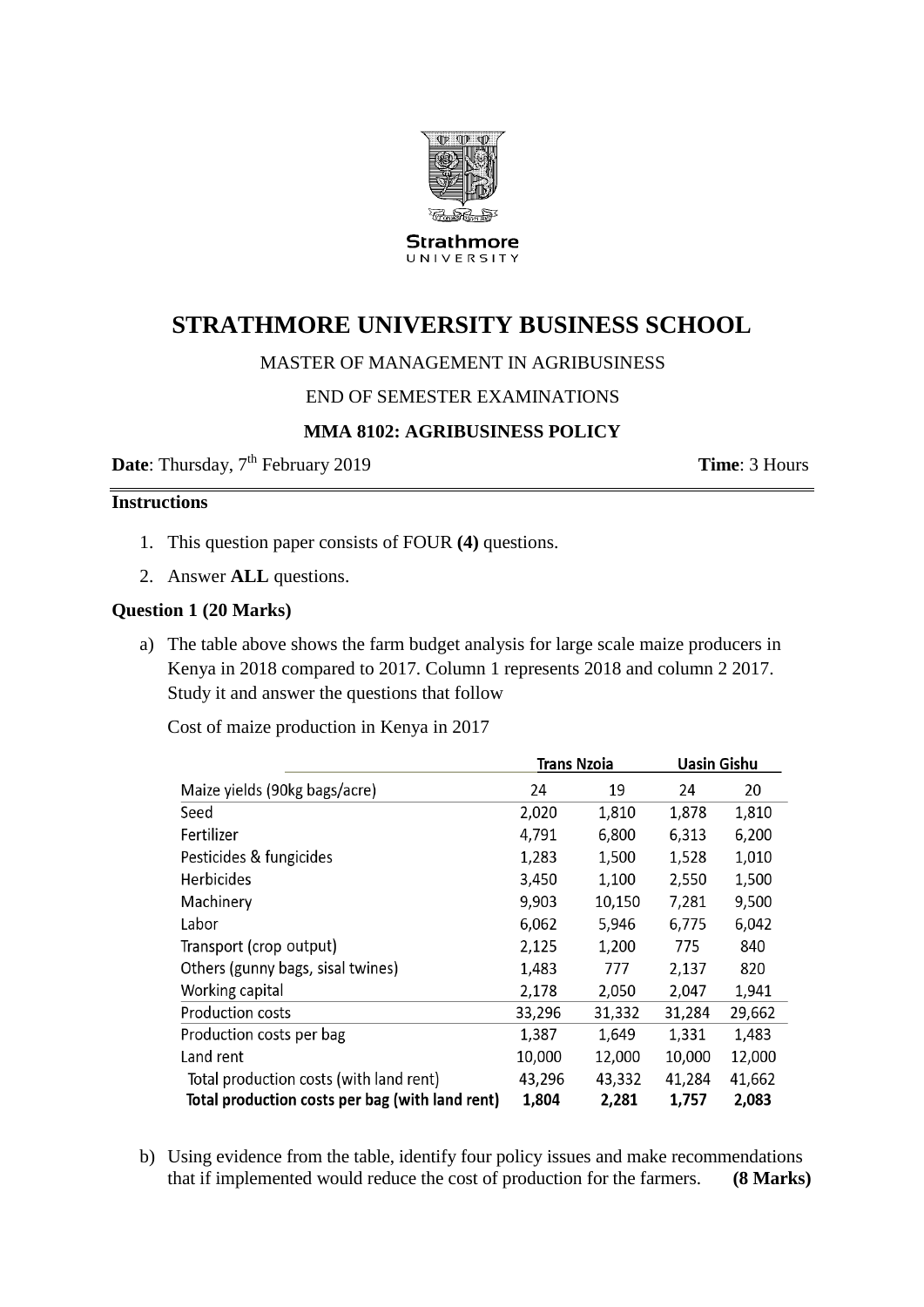Strathmore
UNIVERSITY

# STRATHMORE UNIVERSITY BUSINESS SCHOOL

MASTER OF MANAGEMENT IN AGRIBUSINESS

END OF SEMESTER EXAMINATIONS

**MMA 8102: AGRIBUSINESS POLICY**

**Date**: Thursday, 7th February 2019 **Time**: 3 Hours

**Instructions**

1. This question paper consists of FOUR **(4)** questions.
2. Answer **ALL** questions.

**Question 1 (20 Marks)**

a) The table above shows the farm budget analysis for large scale maize producers in Kenya in 2018 compared to 2017. Column 1 represents 2018 and column 2 2017. Study it and answer the questions that follow

Cost of maize production in Kenya in 2017

| | Trans Nzoia | | Uasin Gishu | |
|---|---|---|---|---|
| Maize yields (90kg bags/acre) | 24 | 19 | 24 | 20 |
| Seed | 2,020 | 1,810 | 1,878 | 1,810 |
| Fertilizer | 4,791 | 6,800 | 6,313 | 6,200 |
| Pesticides & fungicides | 1,283 | 1,500 | 1,528 | 1,010 |
| Herbicides | 3,450 | 1,100 | 2,550 | 1,500 |
| Machinery | 9,903 | 10,150 | 7,281 | 9,500 |
| Labor | 6,062 | 5,946 | 6,775 | 6,042 |
| Transport (crop output) | 2,125 | 1,200 | 775 | 840 |
| Others (gunny bags, sisal twines) | 1,483 | 777 | 2,137 | 820 |
| Working capital | 2,178 | 2,050 | 2,047 | 1,941 |
| Production costs | 33,296 | 31,332 | 31,284 | 29,662 |
| Production costs per bag | 1,387 | 1,649 | 1,331 | 1,483 |
| Land rent | 10,000 | 12,000 | 10,000 | 12,000 |
| Total production costs (with land rent) | 43,296 | 43,332 | 41,284 | 41,662 |
| **Total production costs per bag (with land rent)** | **1,804** | **2,281** | **1,757** | **2,083** |

b) Using evidence from the table, identify four policy issues and make recommendations that if implemented would reduce the cost of production for the farmers. **(8 Marks)**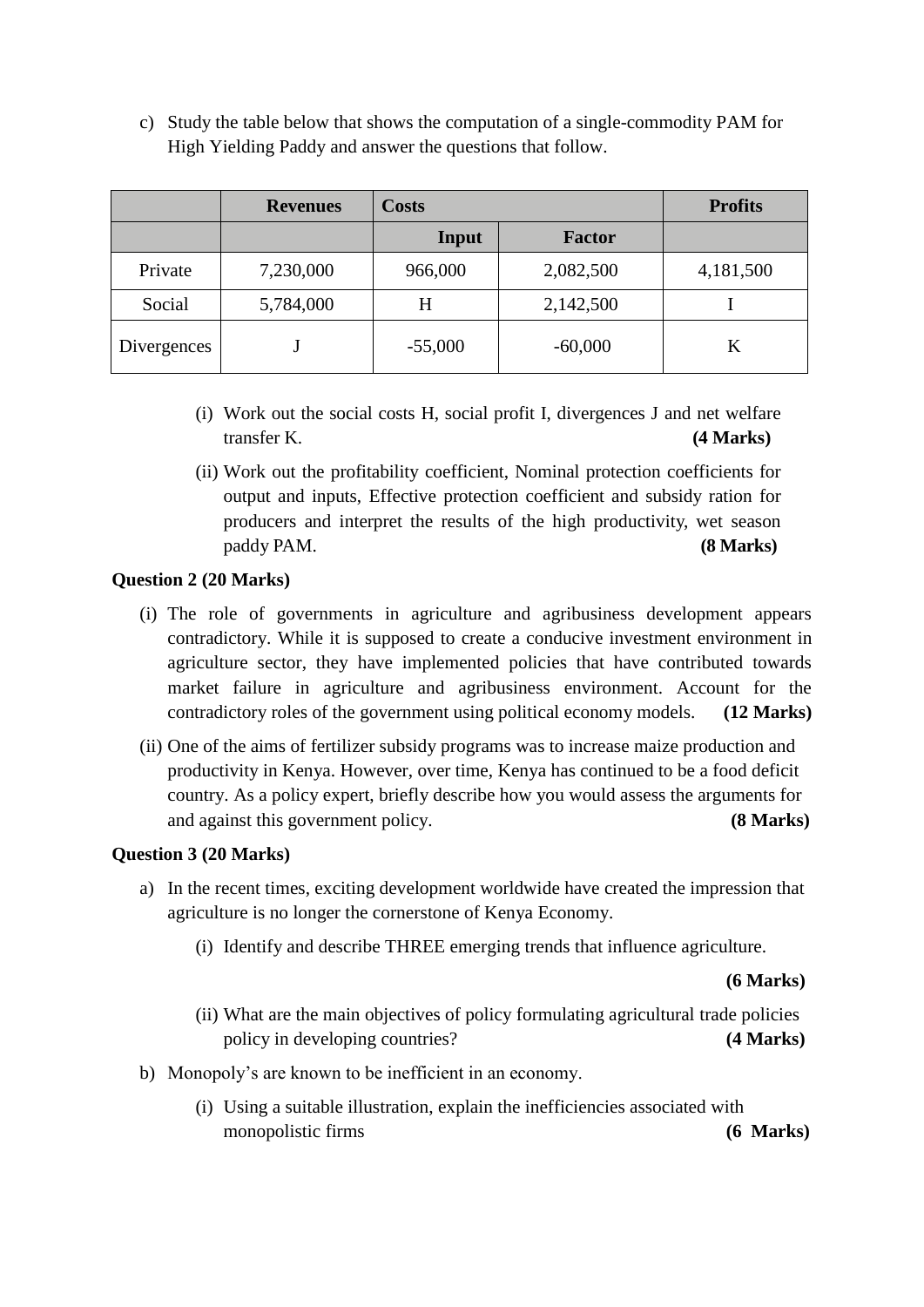c) Study the table below that shows the computation of a single-commodity PAM for High Yielding Paddy and answer the questions that follow.

| | Revenues | Costs | | Profits |
|---|---|---|---|---|
| | | Input | Factor | |
| Private | 7,230,000 | 966,000 | 2,082,500 | 4,181,500 |
| Social | 5,784,000 | H | 2,142,500 | I |
| Divergences | J | -55,000 | -60,000 | K |

(i) Work out the social costs H, social profit I, divergences J and net welfare transfer K. **(4 Marks)**

(ii) Work out the profitability coefficient, Nominal protection coefficients for output and inputs, Effective protection coefficient and subsidy ration for producers and interpret the results of the high productivity, wet season paddy PAM. **(8 Marks)**

**Question 2 (20 Marks)**

(i) The role of governments in agriculture and agribusiness development appears contradictory. While it is supposed to create a conducive investment environment in agriculture sector, they have implemented policies that have contributed towards market failure in agriculture and agribusiness environment. Account for the contradictory roles of the government using political economy models. **(12 Marks)**

(ii) One of the aims of fertilizer subsidy programs was to increase maize production and productivity in Kenya. However, over time, Kenya has continued to be a food deficit country. As a policy expert, briefly describe how you would assess the arguments for and against this government policy. **(8 Marks)**

**Question 3 (20 Marks)**

a) In the recent times, exciting development worldwide have created the impression that agriculture is no longer the cornerstone of Kenya Economy.

(i) Identify and describe THREE emerging trends that influence agriculture.

**(6 Marks)**

(ii) What are the main objectives of policy formulating agricultural trade policies policy in developing countries? **(4 Marks)**

b) Monopoly's are known to be inefficient in an economy.

(i) Using a suitable illustration, explain the inefficiencies associated with monopolistic firms **(6 Marks)**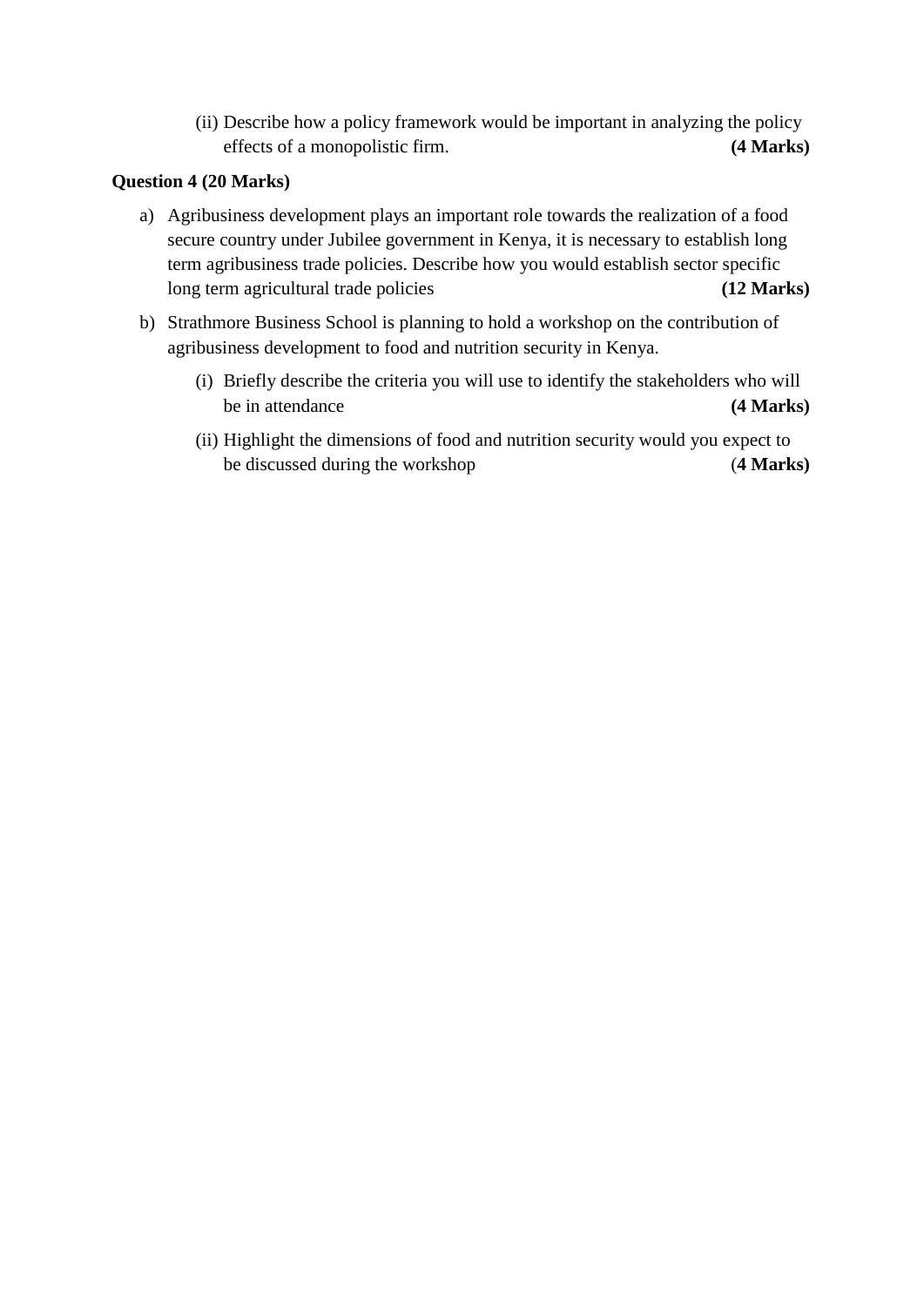(ii) Describe how a policy framework would be important in analyzing the policy effects of a monopolistic firm. **(4 Marks)**

**Question 4 (20 Marks)**

a) Agribusiness development plays an important role towards the realization of a food secure country under Jubilee government in Kenya, it is necessary to establish long term agribusiness trade policies. Describe how you would establish sector specific long term agricultural trade policies **(12 Marks)**

b) Strathmore Business School is planning to hold a workshop on the contribution of agribusiness development to food and nutrition security in Kenya.

   (i) Briefly describe the criteria you will use to identify the stakeholders who will be in attendance **(4 Marks)**

   (ii) Highlight the dimensions of food and nutrition security would you expect to be discussed during the workshop (**4 Marks)**